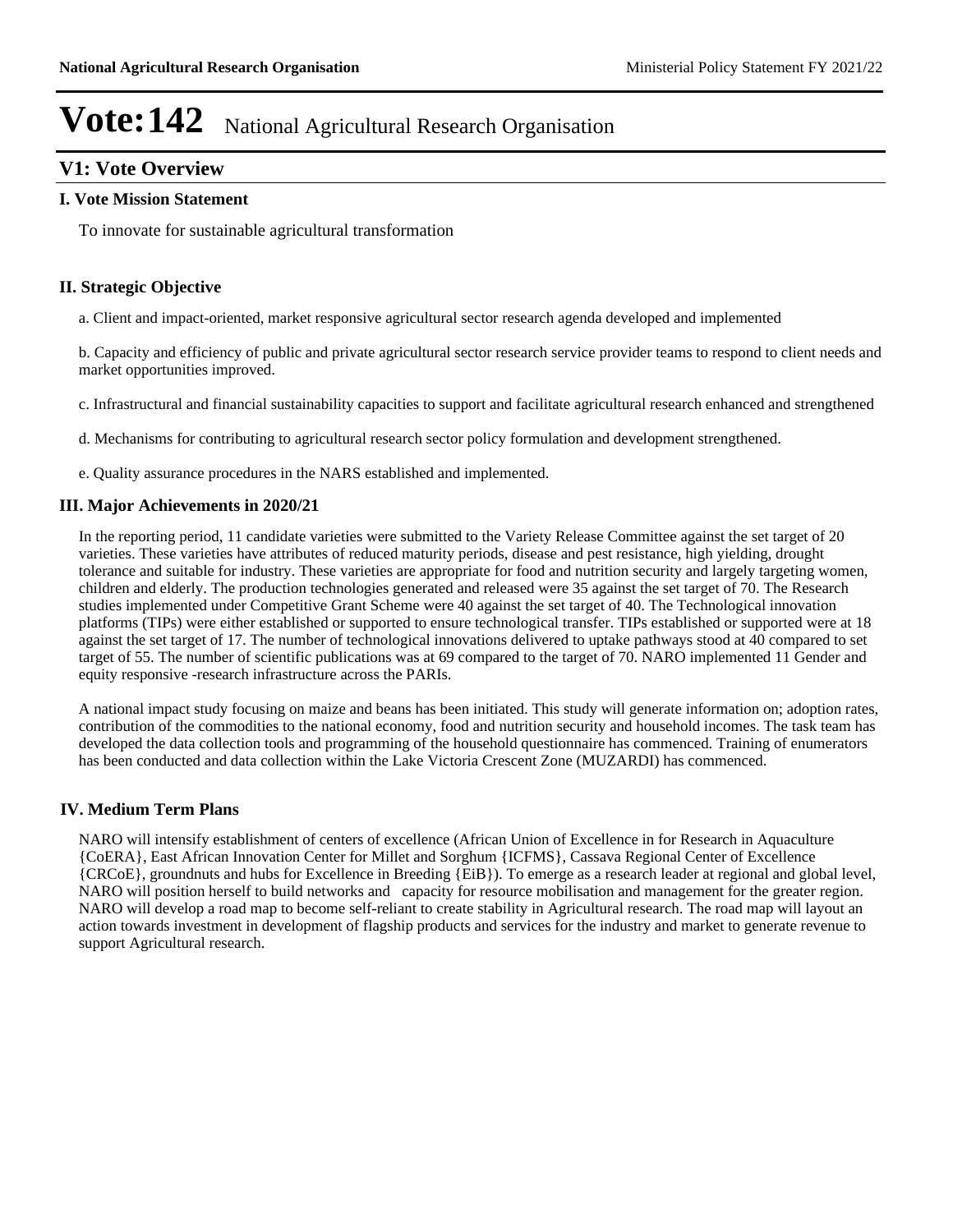# Vote:142 National Agricultural Research Organisation

## V1: Vote Overview

### I. Vote Mission Statement

To innovate for sustainable agricultural transformation

### II. Strategic Objective

a. Client and impact-oriented, market responsive agricultural sector research agenda developed and implemented

b. Capacity and efficiency of public and private agricultural sector research service provider teams to respond to client needs and market opportunities improved.

c. Infrastructural and financial sustainability capacities to support and facilitate agricultural research enhanced and strengthened

d. Mechanisms for contributing to agricultural research sector policy formulation and development strengthened.

e. Quality assurance procedures in the NARS established and implemented.

### III. Major Achievements in 2020/21

In the reporting period, 11 candidate varieties were submitted to the Variety Release Committee against the set target of 20 varieties. These varieties have attributes of reduced maturity periods, disease and pest resistance, high yielding, drought tolerance and suitable for industry. These varieties are appropriate for food and nutrition security and largely targeting women, children and elderly. The production technologies generated and released were 35 against the set target of 70. The Research studies implemented under Competitive Grant Scheme were 40 against the set target of 40. The Technological innovation platforms (TIPs) were either established or supported to ensure technological transfer. TIPs established or supported were at 18 against the set target of 17. The number of technological innovations delivered to uptake pathways stood at 40 compared to set target of 55. The number of scientific publications was at 69 compared to the target of 70. NARO implemented 11 Gender and equity responsive -research infrastructure across the PARIs.

A national impact study focusing on maize and beans has been initiated. This study will generate information on; adoption rates, contribution of the commodities to the national economy, food and nutrition security and household incomes. The task team has developed the data collection tools and programming of the household questionnaire has commenced. Training of enumerators has been conducted and data collection within the Lake Victoria Crescent Zone (MUZARDI) has commenced.

### IV. Medium Term Plans

NARO will intensify establishment of centers of excellence (African Union of Excellence in for Research in Aquaculture {CoERA}, East African Innovation Center for Millet and Sorghum {ICFMS}, Cassava Regional Center of Excellence {CRCoE}, groundnuts and hubs for Excellence in Breeding {EiB}). To emerge as a research leader at regional and global level, NARO will position herself to build networks and capacity for resource mobilisation and management for the greater region. NARO will develop a road map to become self-reliant to create stability in Agricultural research. The road map will layout an action towards investment in development of flagship products and services for the industry and market to generate revenue to support Agricultural research.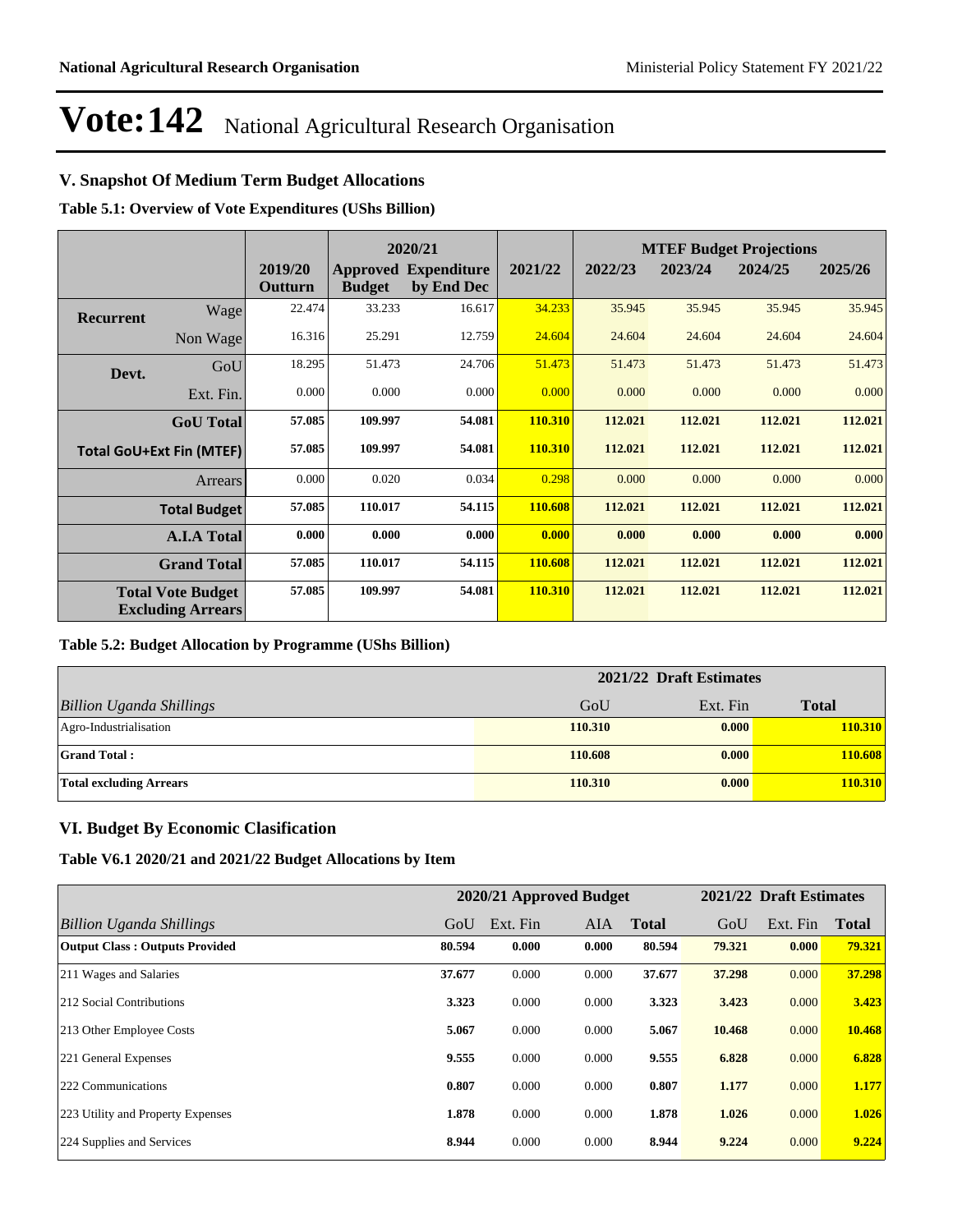# Vote:142 National Agricultural Research Organisation

## V. Snapshot Of Medium Term Budget Allocations

**Table 5.1: Overview of Vote Expenditures (UShs Billion)**

| | | | 2020/21 | | | MTEF Budget Projections | | | |
|---|---|---|---|---|---|---|---|---|---|
| | | 2019/20 Outturn | Approved Budget | Expenditure by End Dec | 2021/22 | 2022/23 | 2023/24 | 2024/25 | 2025/26 |
| Recurrent | Wage | 22.474 | 33.233 | 16.617 | 34.233 | 35.945 | 35.945 | 35.945 | 35.945 |
| | Non Wage | 16.316 | 25.291 | 12.759 | 24.604 | 24.604 | 24.604 | 24.604 | 24.604 |
| Devt. | GoU | 18.295 | 51.473 | 24.706 | 51.473 | 51.473 | 51.473 | 51.473 | 51.473 |
| | Ext. Fin. | 0.000 | 0.000 | 0.000 | 0.000 | 0.000 | 0.000 | 0.000 | 0.000 |
| | **GoU Total** | **57.085** | **109.997** | **54.081** | **110.310** | **112.021** | **112.021** | **112.021** | **112.021** |
| **Total GoU+Ext Fin (MTEF)** | | **57.085** | **109.997** | **54.081** | **110.310** | **112.021** | **112.021** | **112.021** | **112.021** |
| | Arrears | 0.000 | 0.020 | 0.034 | 0.298 | 0.000 | 0.000 | 0.000 | 0.000 |
| | **Total Budget** | **57.085** | **110.017** | **54.115** | **110.608** | **112.021** | **112.021** | **112.021** | **112.021** |
| | **A.I.A Total** | **0.000** | **0.000** | **0.000** | **0.000** | **0.000** | **0.000** | **0.000** | **0.000** |
| | **Grand Total** | **57.085** | **110.017** | **54.115** | **110.608** | **112.021** | **112.021** | **112.021** | **112.021** |
| **Total Vote Budget Excluding Arrears** | | **57.085** | **109.997** | **54.081** | **110.310** | **112.021** | **112.021** | **112.021** | **112.021** |

**Table 5.2: Budget Allocation by Programme (UShs Billion)**

| | 2021/22 Draft Estimates | | |
|---|---|---|---|
| *Billion Uganda Shillings* | GoU | Ext. Fin | **Total** |
| Agro-Industrialisation | **110.310** | **0.000** | **110.310** |
| **Grand Total :** | **110.608** | **0.000** | **110.608** |
| **Total excluding Arrears** | **110.310** | **0.000** | **110.310** |

## VI. Budget By Economic Clasification

**Table V6.1 2020/21 and 2021/22 Budget Allocations by Item**

| | 2020/21 Approved Budget | | | | 2021/22 Draft Estimates | | |
|---|---|---|---|---|---|---|---|
| *Billion Uganda Shillings* | GoU | Ext. Fin | AIA | **Total** | GoU | Ext. Fin | **Total** |
| **Output Class : Outputs Provided** | **80.594** | **0.000** | **0.000** | **80.594** | **79.321** | **0.000** | **79.321** |
| 211 Wages and Salaries | **37.677** | 0.000 | 0.000 | **37.677** | **37.298** | 0.000 | **37.298** |
| 212 Social Contributions | **3.323** | 0.000 | 0.000 | **3.323** | **3.423** | 0.000 | **3.423** |
| 213 Other Employee Costs | **5.067** | 0.000 | 0.000 | **5.067** | **10.468** | 0.000 | **10.468** |
| 221 General Expenses | **9.555** | 0.000 | 0.000 | **9.555** | **6.828** | 0.000 | **6.828** |
| 222 Communications | **0.807** | 0.000 | 0.000 | **0.807** | **1.177** | 0.000 | **1.177** |
| 223 Utility and Property Expenses | **1.878** | 0.000 | 0.000 | **1.878** | **1.026** | 0.000 | **1.026** |
| 224 Supplies and Services | **8.944** | 0.000 | 0.000 | **8.944** | **9.224** | 0.000 | **9.224** |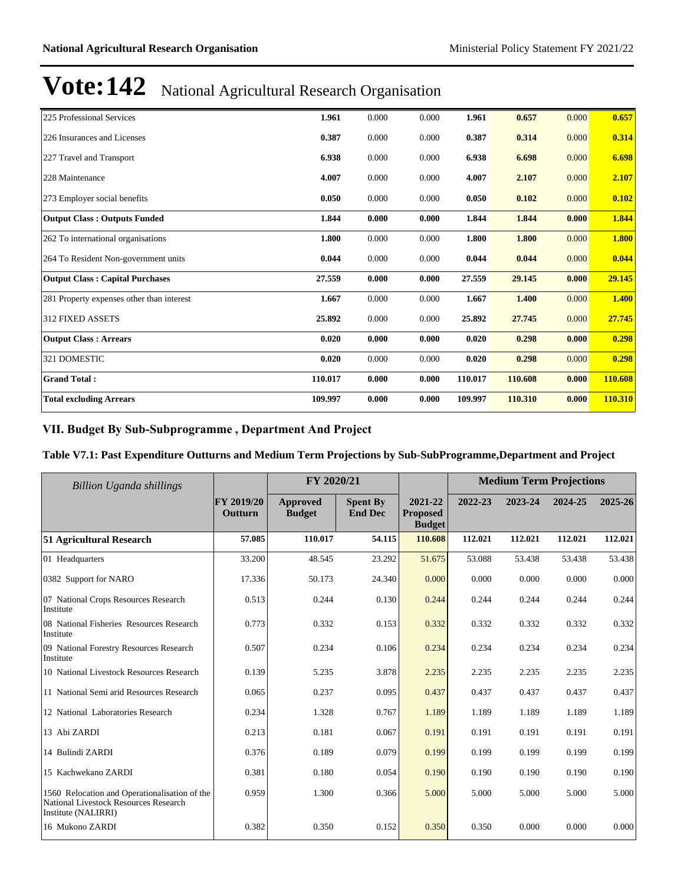# Vote:142 National Agricultural Research Organisation

| | | | | | | | |
|---|---|---|---|---|---|---|---|
| 225 Professional Services | **1.961** | 0.000 | 0.000 | **1.961** | **0.657** | 0.000 | **0.657** |
| 226 Insurances and Licenses | **0.387** | 0.000 | 0.000 | **0.387** | **0.314** | 0.000 | **0.314** |
| 227 Travel and Transport | **6.938** | 0.000 | 0.000 | **6.938** | **6.698** | 0.000 | **6.698** |
| 228 Maintenance | **4.007** | 0.000 | 0.000 | **4.007** | **2.107** | 0.000 | **2.107** |
| 273 Employer social benefits | **0.050** | 0.000 | 0.000 | **0.050** | **0.102** | 0.000 | **0.102** |
| **Output Class : Outputs Funded** | **1.844** | **0.000** | **0.000** | **1.844** | **1.844** | **0.000** | **1.844** |
| 262 To international organisations | **1.800** | 0.000 | 0.000 | **1.800** | **1.800** | 0.000 | **1.800** |
| 264 To Resident Non-government units | **0.044** | 0.000 | 0.000 | **0.044** | **0.044** | 0.000 | **0.044** |
| **Output Class : Capital Purchases** | **27.559** | **0.000** | **0.000** | **27.559** | **29.145** | **0.000** | **29.145** |
| 281 Property expenses other than interest | **1.667** | 0.000 | 0.000 | **1.667** | **1.400** | 0.000 | **1.400** |
| 312 FIXED ASSETS | **25.892** | 0.000 | 0.000 | **25.892** | **27.745** | 0.000 | **27.745** |
| **Output Class : Arrears** | **0.020** | **0.000** | **0.000** | **0.020** | **0.298** | **0.000** | **0.298** |
| 321 DOMESTIC | **0.020** | 0.000 | 0.000 | **0.020** | **0.298** | 0.000 | **0.298** |
| **Grand Total :** | **110.017** | **0.000** | **0.000** | **110.017** | **110.608** | **0.000** | **110.608** |
| **Total excluding Arrears** | **109.997** | **0.000** | **0.000** | **109.997** | **110.310** | **0.000** | **110.310** |

## VII. Budget By Sub-Subprogramme , Department And Project

### Table V7.1: Past Expenditure Outturns and Medium Term Projections by Sub-SubProgramme,Department and Project

| *Billion Uganda shillings* | | FY 2020/21 | | | Medium Term Projections | | | |
|---|---|---|---|---|---|---|---|---|
| | FY 2019/20 Outturn | Approved Budget | Spent By End Dec | 2021-22 Proposed Budget | 2022-23 | 2023-24 | 2024-25 | 2025-26 |
| **51 Agricultural Research** | **57.085** | **110.017** | **54.115** | **110.608** | **112.021** | **112.021** | **112.021** | **112.021** |
| 01 Headquarters | 33.200 | 48.545 | 23.292 | 51.675 | 53.088 | 53.438 | 53.438 | 53.438 |
| 0382 Support for NARO | 17.336 | 50.173 | 24.340 | 0.000 | 0.000 | 0.000 | 0.000 | 0.000 |
| 07 National Crops Resources Research Institute | 0.513 | 0.244 | 0.130 | 0.244 | 0.244 | 0.244 | 0.244 | 0.244 |
| 08 National Fisheries Resources Research Institute | 0.773 | 0.332 | 0.153 | 0.332 | 0.332 | 0.332 | 0.332 | 0.332 |
| 09 National Forestry Resources Research Institute | 0.507 | 0.234 | 0.106 | 0.234 | 0.234 | 0.234 | 0.234 | 0.234 |
| 10 National Livestock Resources Research | 0.139 | 5.235 | 3.878 | 2.235 | 2.235 | 2.235 | 2.235 | 2.235 |
| 11 National Semi arid Resources Research | 0.065 | 0.237 | 0.095 | 0.437 | 0.437 | 0.437 | 0.437 | 0.437 |
| 12 National Laboratories Research | 0.234 | 1.328 | 0.767 | 1.189 | 1.189 | 1.189 | 1.189 | 1.189 |
| 13 Abi ZARDI | 0.213 | 0.181 | 0.067 | 0.191 | 0.191 | 0.191 | 0.191 | 0.191 |
| 14 Bulindi ZARDI | 0.376 | 0.189 | 0.079 | 0.199 | 0.199 | 0.199 | 0.199 | 0.199 |
| 15 Kachwekano ZARDI | 0.381 | 0.180 | 0.054 | 0.190 | 0.190 | 0.190 | 0.190 | 0.190 |
| 1560 Relocation and Operationalisation of the National Livestock Resources Research Institute (NALIRRI) | 0.959 | 1.300 | 0.366 | 5.000 | 5.000 | 5.000 | 5.000 | 5.000 |
| 16 Mukono ZARDI | 0.382 | 0.350 | 0.152 | 0.350 | 0.350 | 0.000 | 0.000 | 0.000 |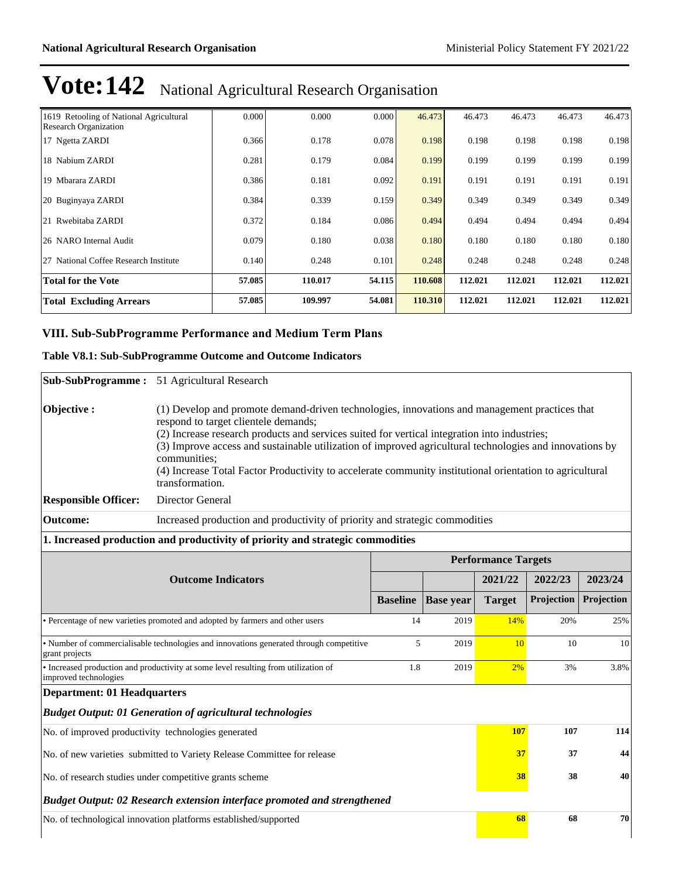# Vote:142 National Agricultural Research Organisation

| | | | | | | | | |
|---|---|---|---|---|---|---|---|---|
| 1619 Retooling of National Agricultural Research Organization | 0.000 | 0.000 | 0.000 | 46.473 | 46.473 | 46.473 | 46.473 | 46.473 |
| 17 Ngetta ZARDI | 0.366 | 0.178 | 0.078 | 0.198 | 0.198 | 0.198 | 0.198 | 0.198 |
| 18 Nabium ZARDI | 0.281 | 0.179 | 0.084 | 0.199 | 0.199 | 0.199 | 0.199 | 0.199 |
| 19 Mbarara ZARDI | 0.386 | 0.181 | 0.092 | 0.191 | 0.191 | 0.191 | 0.191 | 0.191 |
| 20 Buginyaya ZARDI | 0.384 | 0.339 | 0.159 | 0.349 | 0.349 | 0.349 | 0.349 | 0.349 |
| 21 Rwebitaba ZARDI | 0.372 | 0.184 | 0.086 | 0.494 | 0.494 | 0.494 | 0.494 | 0.494 |
| 26 NARO Internal Audit | 0.079 | 0.180 | 0.038 | 0.180 | 0.180 | 0.180 | 0.180 | 0.180 |
| 27 National Coffee Research Institute | 0.140 | 0.248 | 0.101 | 0.248 | 0.248 | 0.248 | 0.248 | 0.248 |
| **Total for the Vote** | **57.085** | **110.017** | **54.115** | **110.608** | **112.021** | **112.021** | **112.021** | **112.021** |
| **Total Excluding Arrears** | **57.085** | **109.997** | **54.081** | **110.310** | **112.021** | **112.021** | **112.021** | **112.021** |

## VIII. Sub-SubProgramme Performance and Medium Term Plans

### Table V8.1: Sub-SubProgramme Outcome and Outcome Indicators

**Sub-SubProgramme :** 51 Agricultural Research

**Objective :** (1) Develop and promote demand-driven technologies, innovations and management practices that respond to target clientele demands;
(2) Increase research products and services suited for vertical integration into industries;
(3) Improve access and sustainable utilization of improved agricultural technologies and innovations by communities;
(4) Increase Total Factor Productivity to accelerate community institutional orientation to agricultural transformation.

**Responsible Officer:** Director General

**Outcome:** Increased production and productivity of priority and strategic commodities

**1. Increased production and productivity of priority and strategic commodities**

| Outcome Indicators | Performance Targets | | | | |
|---|---|---|---|---|---|
| | | | 2021/22 | 2022/23 | 2023/24 |
| | Baseline | Base year | Target | Projection | Projection |
| • Percentage of new varieties promoted and adopted by farmers and other users | 14 | 2019 | 14% | 20% | 25% |
| • Number of commercialisable technologies and innovations generated through competitive grant projects | 5 | 2019 | 10 | 10 | 10 |
| • Increased production and productivity at some level resulting from utilization of improved technologies | 1.8 | 2019 | 2% | 3% | 3.8% |

**Department: 01 Headquarters**

***Budget Output: 01 Generation of agricultural technologies***

| | 2021/22 Target | 2022/23 Projection | 2023/24 Projection |
|---|---|---|---|
| No. of improved productivity technologies generated | **107** | **107** | **114** |
| No. of new varieties submitted to Variety Release Committee for release | **37** | **37** | **44** |
| No. of research studies under competitive grants scheme | **38** | **38** | **40** |

***Budget Output: 02 Research extension interface promoted and strengthened***

| | 2021/22 Target | 2022/23 Projection | 2023/24 Projection |
|---|---|---|---|
| No. of technological innovation platforms established/supported | **68** | **68** | **70** |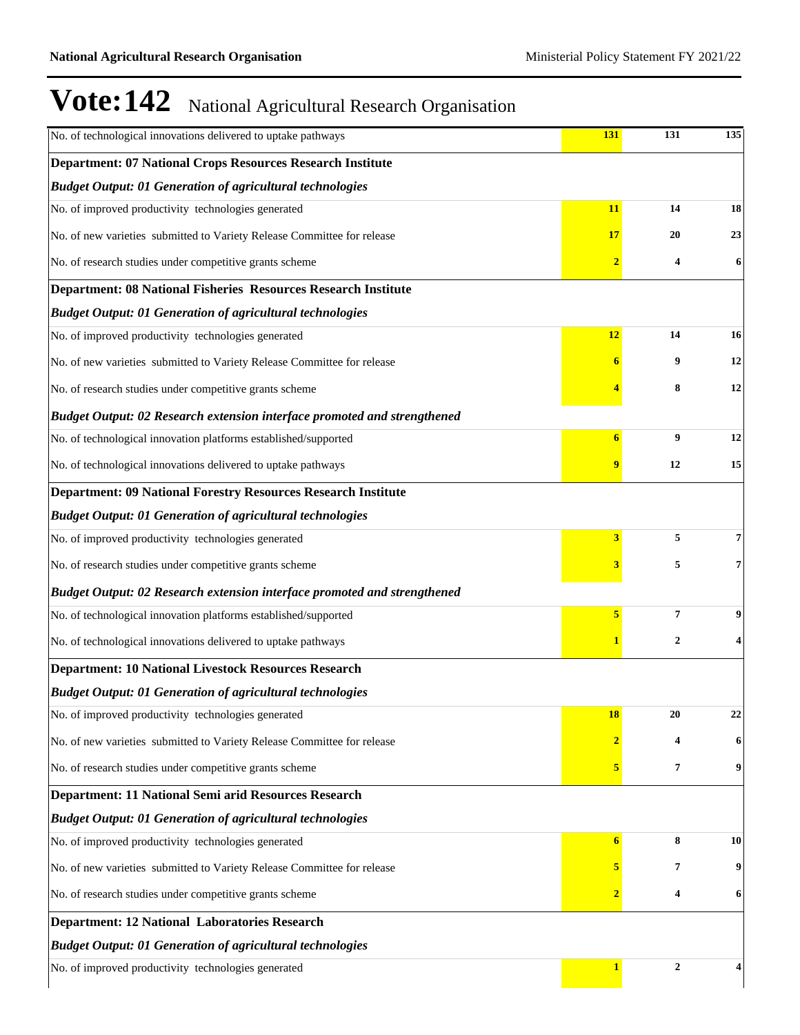# Vote:142 National Agricultural Research Organisation

| | | | |
|---|---|---|---|
| No. of technological innovations delivered to uptake pathways | **131** | **131** | **135** |
| **Department: 07 National Crops Resources Research Institute** | | | |
| ***Budget Output: 01 Generation of agricultural technologies*** | | | |
| No. of improved productivity technologies generated | **11** | **14** | **18** |
| No. of new varieties submitted to Variety Release Committee for release | **17** | **20** | **23** |
| No. of research studies under competitive grants scheme | **2** | **4** | **6** |
| **Department: 08 National Fisheries Resources Research Institute** | | | |
| ***Budget Output: 01 Generation of agricultural technologies*** | | | |
| No. of improved productivity technologies generated | **12** | **14** | **16** |
| No. of new varieties submitted to Variety Release Committee for release | **6** | **9** | **12** |
| No. of research studies under competitive grants scheme | **4** | **8** | **12** |
| ***Budget Output: 02 Research extension interface promoted and strengthened*** | | | |
| No. of technological innovation platforms established/supported | **6** | **9** | **12** |
| No. of technological innovations delivered to uptake pathways | **9** | **12** | **15** |
| **Department: 09 National Forestry Resources Research Institute** | | | |
| ***Budget Output: 01 Generation of agricultural technologies*** | | | |
| No. of improved productivity technologies generated | **3** | **5** | **7** |
| No. of research studies under competitive grants scheme | **3** | **5** | **7** |
| ***Budget Output: 02 Research extension interface promoted and strengthened*** | | | |
| No. of technological innovation platforms established/supported | **5** | **7** | **9** |
| No. of technological innovations delivered to uptake pathways | **1** | **2** | **4** |
| **Department: 10 National Livestock Resources Research** | | | |
| ***Budget Output: 01 Generation of agricultural technologies*** | | | |
| No. of improved productivity technologies generated | **18** | **20** | **22** |
| No. of new varieties submitted to Variety Release Committee for release | **2** | **4** | **6** |
| No. of research studies under competitive grants scheme | **5** | **7** | **9** |
| **Department: 11 National Semi arid Resources Research** | | | |
| ***Budget Output: 01 Generation of agricultural technologies*** | | | |
| No. of improved productivity technologies generated | **6** | **8** | **10** |
| No. of new varieties submitted to Variety Release Committee for release | **5** | **7** | **9** |
| No. of research studies under competitive grants scheme | **2** | **4** | **6** |
| **Department: 12 National Laboratories Research** | | | |
| ***Budget Output: 01 Generation of agricultural technologies*** | | | |
| No. of improved productivity technologies generated | **1** | **2** | **4** |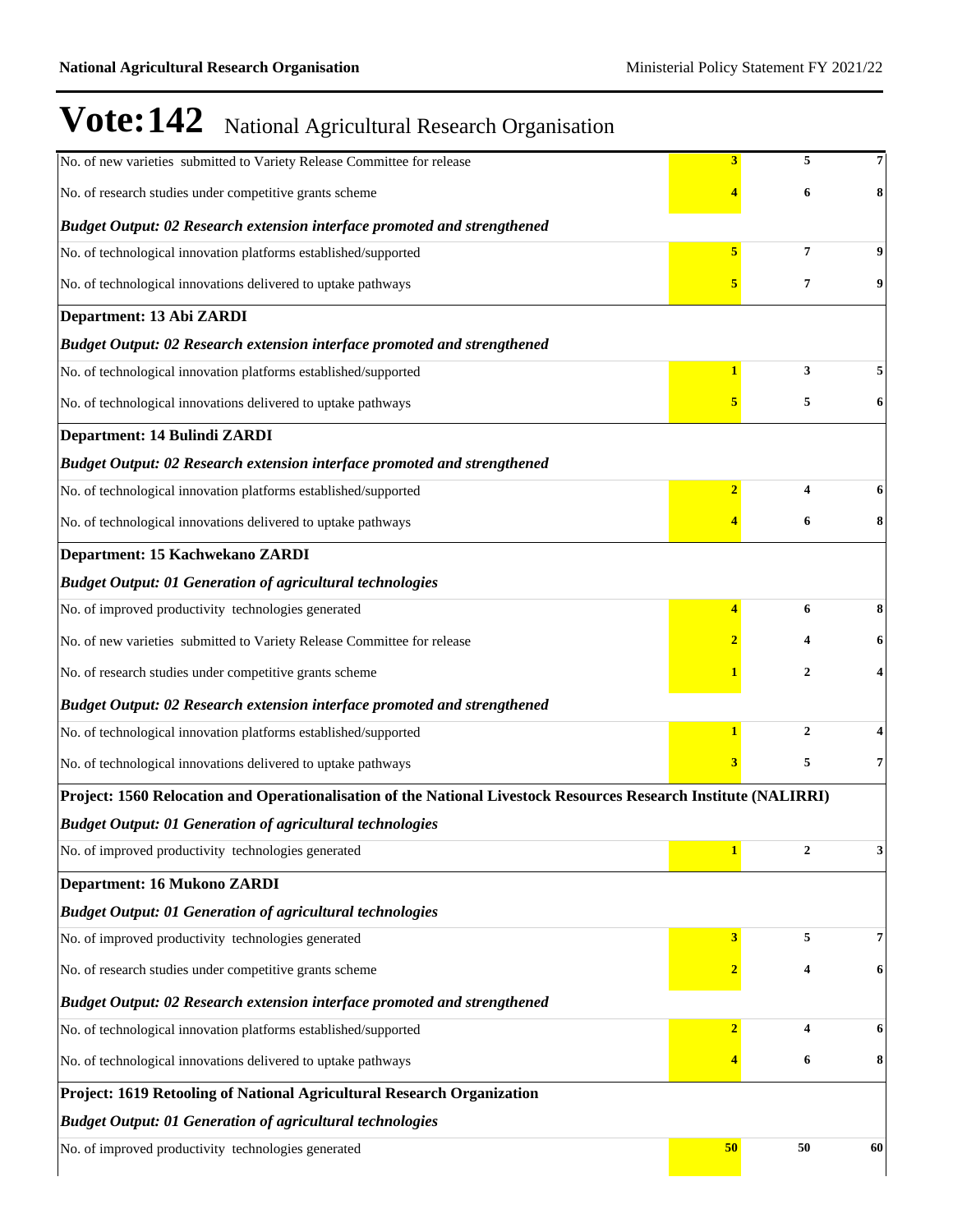# Vote:142 National Agricultural Research Organisation

| | | | |
|---|---|---|---|
| No. of new varieties submitted to Variety Release Committee for release | **3** | **5** | **7** |
| No. of research studies under competitive grants scheme | **4** | **6** | **8** |
| ***Budget Output: 02 Research extension interface promoted and strengthened*** | | | |
| No. of technological innovation platforms established/supported | **5** | **7** | **9** |
| No. of technological innovations delivered to uptake pathways | **5** | **7** | **9** |
| **Department: 13 Abi ZARDI** | | | |
| ***Budget Output: 02 Research extension interface promoted and strengthened*** | | | |
| No. of technological innovation platforms established/supported | **1** | **3** | **5** |
| No. of technological innovations delivered to uptake pathways | **5** | **5** | **6** |
| **Department: 14 Bulindi ZARDI** | | | |
| ***Budget Output: 02 Research extension interface promoted and strengthened*** | | | |
| No. of technological innovation platforms established/supported | **2** | **4** | **6** |
| No. of technological innovations delivered to uptake pathways | **4** | **6** | **8** |
| **Department: 15 Kachwekano ZARDI** | | | |
| ***Budget Output: 01 Generation of agricultural technologies*** | | | |
| No. of improved productivity technologies generated | **4** | **6** | **8** |
| No. of new varieties submitted to Variety Release Committee for release | **2** | **4** | **6** |
| No. of research studies under competitive grants scheme | **1** | **2** | **4** |
| ***Budget Output: 02 Research extension interface promoted and strengthened*** | | | |
| No. of technological innovation platforms established/supported | **1** | **2** | **4** |
| No. of technological innovations delivered to uptake pathways | **3** | **5** | **7** |
| **Project: 1560 Relocation and Operationalisation of the National Livestock Resources Research Institute (NALIRRI)** | | | |
| ***Budget Output: 01 Generation of agricultural technologies*** | | | |
| No. of improved productivity technologies generated | **1** | **2** | **3** |
| **Department: 16 Mukono ZARDI** | | | |
| ***Budget Output: 01 Generation of agricultural technologies*** | | | |
| No. of improved productivity technologies generated | **3** | **5** | **7** |
| No. of research studies under competitive grants scheme | **2** | **4** | **6** |
| ***Budget Output: 02 Research extension interface promoted and strengthened*** | | | |
| No. of technological innovation platforms established/supported | **2** | **4** | **6** |
| No. of technological innovations delivered to uptake pathways | **4** | **6** | **8** |
| **Project: 1619 Retooling of National Agricultural Research Organization** | | | |
| ***Budget Output: 01 Generation of agricultural technologies*** | | | |
| No. of improved productivity technologies generated | **50** | **50** | **60** |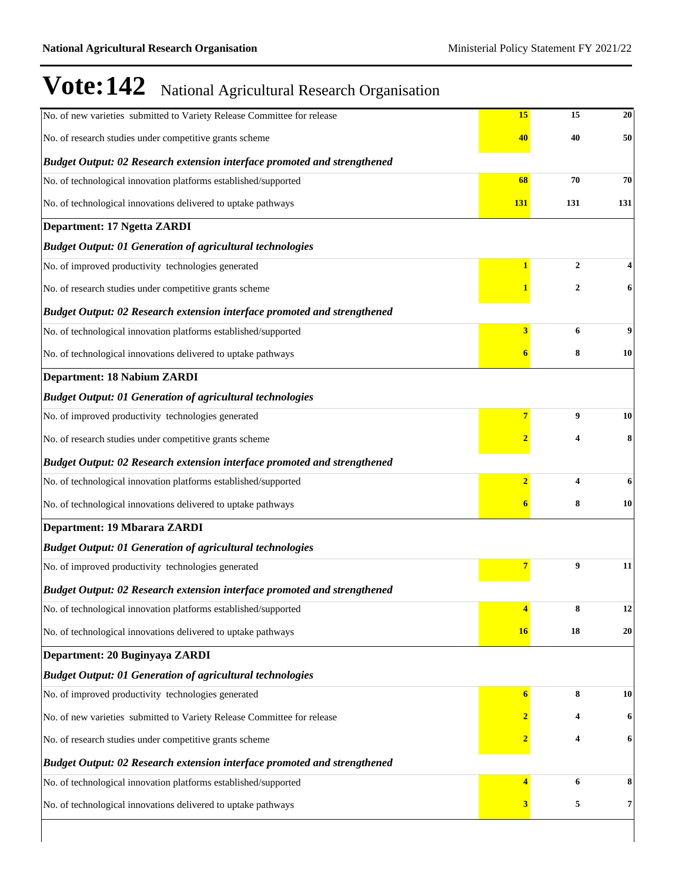# Vote:142 National Agricultural Research Organisation

| | | | |
|---|---|---|---|
| No. of new varieties submitted to Variety Release Committee for release | 15 | 15 | 20 |
| No. of research studies under competitive grants scheme | 40 | 40 | 50 |
| ***Budget Output: 02 Research extension interface promoted and strengthened*** | | | |
| No. of technological innovation platforms established/supported | 68 | 70 | 70 |
| No. of technological innovations delivered to uptake pathways | 131 | 131 | 131 |
| **Department: 17 Ngetta ZARDI** | | | |
| ***Budget Output: 01 Generation of agricultural technologies*** | | | |
| No. of improved productivity technologies generated | 1 | 2 | 4 |
| No. of research studies under competitive grants scheme | 1 | 2 | 6 |
| ***Budget Output: 02 Research extension interface promoted and strengthened*** | | | |
| No. of technological innovation platforms established/supported | 3 | 6 | 9 |
| No. of technological innovations delivered to uptake pathways | 6 | 8 | 10 |
| **Department: 18 Nabium ZARDI** | | | |
| ***Budget Output: 01 Generation of agricultural technologies*** | | | |
| No. of improved productivity technologies generated | 7 | 9 | 10 |
| No. of research studies under competitive grants scheme | 2 | 4 | 8 |
| ***Budget Output: 02 Research extension interface promoted and strengthened*** | | | |
| No. of technological innovation platforms established/supported | 2 | 4 | 6 |
| No. of technological innovations delivered to uptake pathways | 6 | 8 | 10 |
| **Department: 19 Mbarara ZARDI** | | | |
| ***Budget Output: 01 Generation of agricultural technologies*** | | | |
| No. of improved productivity technologies generated | 7 | 9 | 11 |
| ***Budget Output: 02 Research extension interface promoted and strengthened*** | | | |
| No. of technological innovation platforms established/supported | 4 | 8 | 12 |
| No. of technological innovations delivered to uptake pathways | 16 | 18 | 20 |
| **Department: 20 Buginyaya ZARDI** | | | |
| ***Budget Output: 01 Generation of agricultural technologies*** | | | |
| No. of improved productivity technologies generated | 6 | 8 | 10 |
| No. of new varieties submitted to Variety Release Committee for release | 2 | 4 | 6 |
| No. of research studies under competitive grants scheme | 2 | 4 | 6 |
| ***Budget Output: 02 Research extension interface promoted and strengthened*** | | | |
| No. of technological innovation platforms established/supported | 4 | 6 | 8 |
| No. of technological innovations delivered to uptake pathways | 3 | 5 | 7 |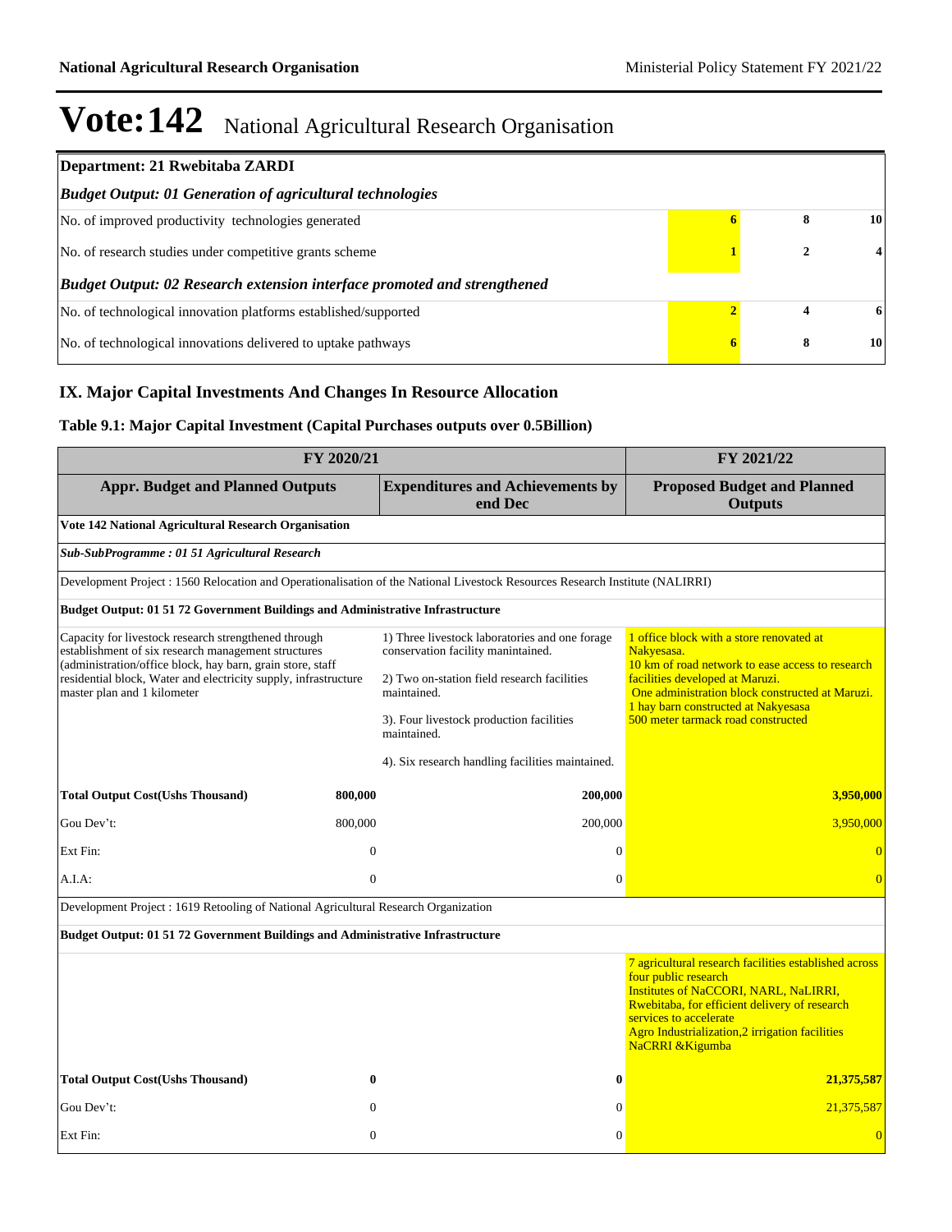# Vote:142 National Agricultural Research Organisation

| Department: 21 Rwebitaba ZARDI | | | |
|---|---|---|---|
| ***Budget Output: 01 Generation of agricultural technologies*** | | | |
| No. of improved productivity technologies generated | 6 | 8 | 10 |
| No. of research studies under competitive grants scheme | 1 | 2 | 4 |
| ***Budget Output: 02 Research extension interface promoted and strengthened*** | | | |
| No. of technological innovation platforms established/supported | 2 | 4 | 6 |
| No. of technological innovations delivered to uptake pathways | 6 | 8 | 10 |

## IX. Major Capital Investments And Changes In Resource Allocation

### Table 9.1: Major Capital Investment (Capital Purchases outputs over 0.5Billion)

| FY 2020/21 | | | FY 2021/22 |
|---|---|---|---|
| **Appr. Budget and Planned Outputs** | | **Expenditures and Achievements by end Dec** | **Proposed Budget and Planned Outputs** |
| **Vote 142 National Agricultural Research Organisation** | | | |
| ***Sub-SubProgramme : 01 51 Agricultural Research*** | | | |
| Development Project : 1560 Relocation and Operationalisation of the National Livestock Resources Research Institute (NALIRRI) | | | |
| **Budget Output: 01 51 72 Government Buildings and Administrative Infrastructure** | | | |
| Capacity for livestock research strengthened through establishment of six research management structures (administration/office block, hay barn, grain store, staff residential block, Water and electricity supply, infrastructure master plan and 1 kilometer | | 1) Three livestock laboratories and one forage conservation facility manintained.<br><br>2) Two on-station field research facilities maintained.<br><br>3). Four livestock production facilities maintained.<br><br>4). Six research handling facilities maintained. | 1 office block with a store renovated at Nakyesasa.<br>10 km of road network to ease access to research facilities developed at Maruzi.<br>One administration block constructed at Maruzi.<br>1 hay barn constructed at Nakyesasa<br>500 meter tarmack road constructed |
| **Total Output Cost(Ushs Thousand)** | **800,000** | **200,000** | **3,950,000** |
| Gou Dev't: | 800,000 | 200,000 | 3,950,000 |
| Ext Fin: | 0 | 0 | 0 |
| A.I.A: | 0 | 0 | 0 |
| Development Project : 1619 Retooling of National Agricultural Research Organization | | | |
| **Budget Output: 01 51 72 Government Buildings and Administrative Infrastructure** | | | |
| | | | 7 agricultural research facilities established across four public research Institutes of NaCCORI, NARL, NaLIRRI, Rwebitaba, for efficient delivery of research services to accelerate Agro Industrialization,2 irrigation facilities NaCRRI &Kigumba |
| **Total Output Cost(Ushs Thousand)** | **0** | **0** | **21,375,587** |
| Gou Dev't: | 0 | 0 | 21,375,587 |
| Ext Fin: | 0 | 0 | 0 |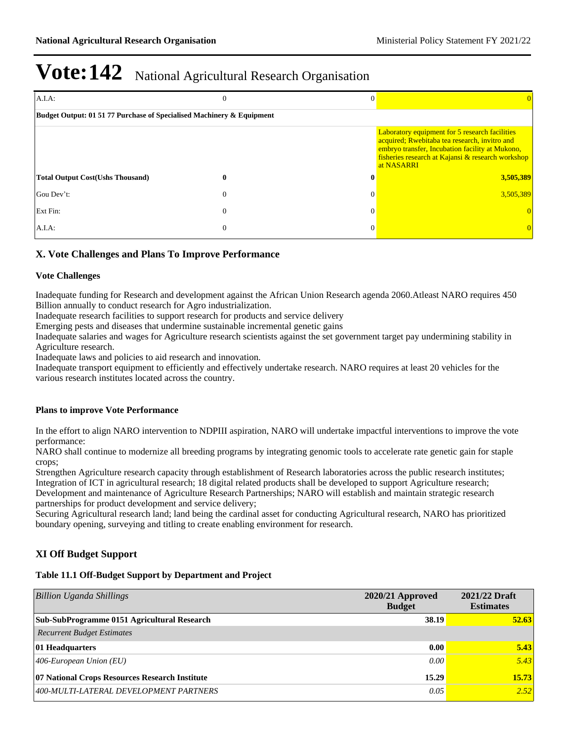# Vote:142 National Agricultural Research Organisation

| | | | |
|---|---|---|---|
| A.I.A: | 0 | 0 | 0 |
| **Budget Output: 01 51 77 Purchase of Specialised Machinery & Equipment** | | | |
| | | | Laboratory equipment for 5 research facilities acquired; Rwebitaba tea research, invitro and embryo transfer, Incubation facility at Mukono, fisheries research at Kajansi & research workshop at NASARRI |
| **Total Output Cost(Ushs Thousand)** | **0** | **0** | **3,505,389** |
| Gou Dev't: | 0 | 0 | 3,505,389 |
| Ext Fin: | 0 | 0 | 0 |
| A.I.A: | 0 | 0 | 0 |

## X. Vote Challenges and Plans To Improve Performance

### Vote Challenges

Inadequate funding for Research and development against the African Union Research agenda 2060.Atleast NARO requires 450 Billion annually to conduct research for Agro industrialization.
Inadequate research facilities to support research for products and service delivery
Emerging pests and diseases that undermine sustainable incremental genetic gains
Inadequate salaries and wages for Agriculture research scientists against the set government target pay undermining stability in Agriculture research.
Inadequate laws and policies to aid research and innovation.
Inadequate transport equipment to efficiently and effectively undertake research. NARO requires at least 20 vehicles for the various research institutes located across the country.

### Plans to improve Vote Performance

In the effort to align NARO intervention to NDPIII aspiration, NARO will undertake impactful interventions to improve the vote performance:
NARO shall continue to modernize all breeding programs by integrating genomic tools to accelerate rate genetic gain for staple crops;
Strengthen Agriculture research capacity through establishment of Research laboratories across the public research institutes;
Integration of ICT in agricultural research; 18 digital related products shall be developed to support Agriculture research;
Development and maintenance of Agriculture Research Partnerships; NARO will establish and maintain strategic research partnerships for product development and service delivery;
Securing Agricultural research land; land being the cardinal asset for conducting Agricultural research, NARO has prioritized boundary opening, surveying and titling to create enabling environment for research.

## XI Off Budget Support

### Table 11.1 Off-Budget Support by Department and Project

| *Billion Uganda Shillings* | 2020/21 Approved Budget | 2021/22 Draft Estimates |
|---|---|---|
| **Sub-SubProgramme 0151 Agricultural Research** | **38.19** | **52.63** |
| *Recurrent Budget Estimates* | | |
| **01 Headquarters** | **0.00** | **5.43** |
| *406-European Union (EU)* | *0.00* | *5.43* |
| **07 National Crops Resources Research Institute** | **15.29** | **15.73** |
| *400-MULTI-LATERAL DEVELOPMENT PARTNERS* | *0.05* | *2.52* |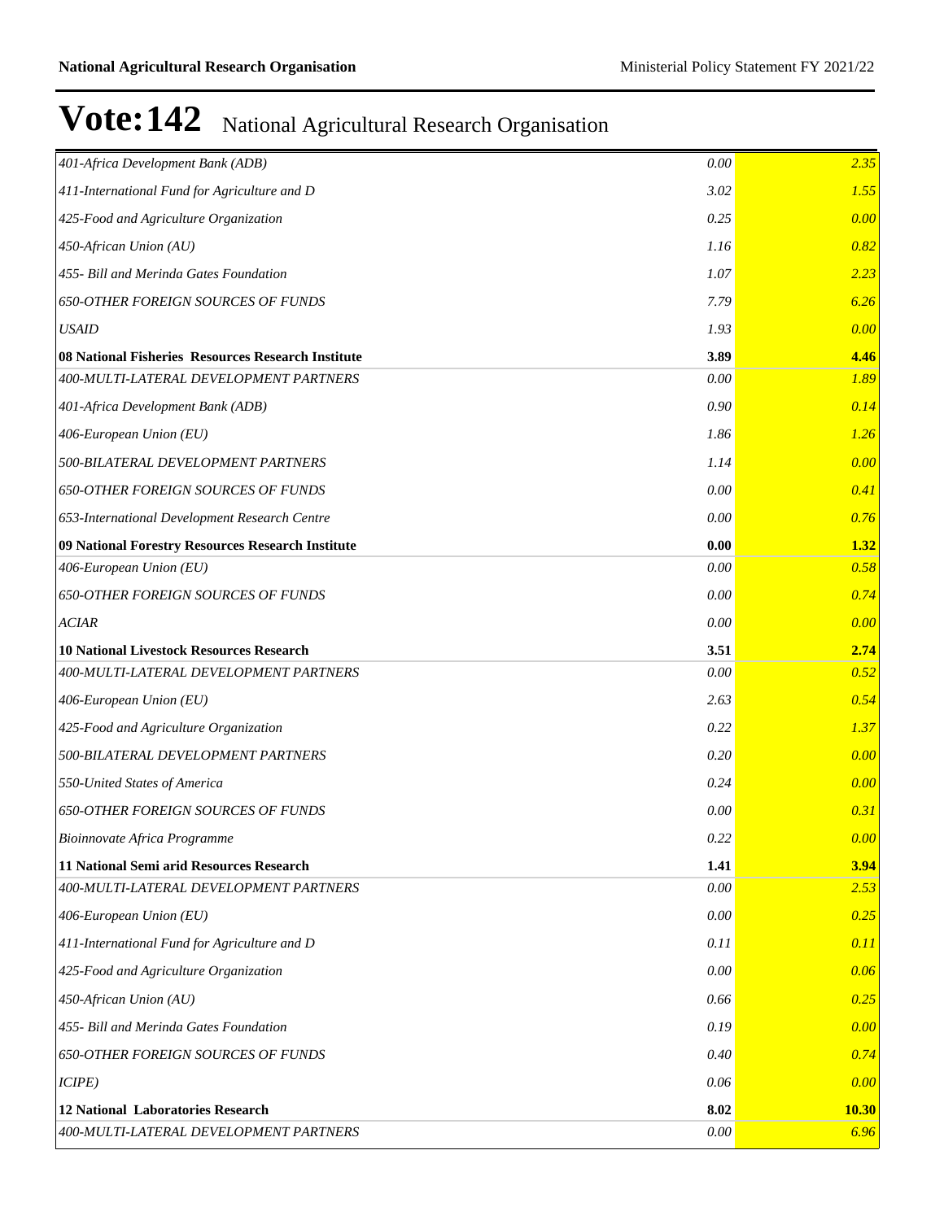# Vote:142 National Agricultural Research Organisation

| | | |
|---|---|---|
| *401-Africa Development Bank (ADB)* | *0.00* | *2.35* |
| *411-International Fund for Agriculture and D* | *3.02* | *1.55* |
| *425-Food and Agriculture Organization* | *0.25* | *0.00* |
| *450-African Union (AU)* | *1.16* | *0.82* |
| *455- Bill and Merinda Gates Foundation* | *1.07* | *2.23* |
| *650-OTHER FOREIGN SOURCES OF FUNDS* | *7.79* | *6.26* |
| *USAID* | *1.93* | *0.00* |
| **08 National Fisheries Resources Research Institute** | **3.89** | **4.46** |
| *400-MULTI-LATERAL DEVELOPMENT PARTNERS* | *0.00* | *1.89* |
| *401-Africa Development Bank (ADB)* | *0.90* | *0.14* |
| *406-European Union (EU)* | *1.86* | *1.26* |
| *500-BILATERAL DEVELOPMENT PARTNERS* | *1.14* | *0.00* |
| *650-OTHER FOREIGN SOURCES OF FUNDS* | *0.00* | *0.41* |
| *653-International Development Research Centre* | *0.00* | *0.76* |
| **09 National Forestry Resources Research Institute** | **0.00** | **1.32** |
| *406-European Union (EU)* | *0.00* | *0.58* |
| *650-OTHER FOREIGN SOURCES OF FUNDS* | *0.00* | *0.74* |
| *ACIAR* | *0.00* | *0.00* |
| **10 National Livestock Resources Research** | **3.51** | **2.74** |
| *400-MULTI-LATERAL DEVELOPMENT PARTNERS* | *0.00* | *0.52* |
| *406-European Union (EU)* | *2.63* | *0.54* |
| *425-Food and Agriculture Organization* | *0.22* | *1.37* |
| *500-BILATERAL DEVELOPMENT PARTNERS* | *0.20* | *0.00* |
| *550-United States of America* | *0.24* | *0.00* |
| *650-OTHER FOREIGN SOURCES OF FUNDS* | *0.00* | *0.31* |
| *Bioinnovate Africa Programme* | *0.22* | *0.00* |
| **11 National Semi arid Resources Research** | **1.41** | **3.94** |
| *400-MULTI-LATERAL DEVELOPMENT PARTNERS* | *0.00* | *2.53* |
| *406-European Union (EU)* | *0.00* | *0.25* |
| *411-International Fund for Agriculture and D* | *0.11* | *0.11* |
| *425-Food and Agriculture Organization* | *0.00* | *0.06* |
| *450-African Union (AU)* | *0.66* | *0.25* |
| *455- Bill and Merinda Gates Foundation* | *0.19* | *0.00* |
| *650-OTHER FOREIGN SOURCES OF FUNDS* | *0.40* | *0.74* |
| *ICIPE)* | *0.06* | *0.00* |
| **12 National Laboratories Research** | **8.02** | **10.30** |
| *400-MULTI-LATERAL DEVELOPMENT PARTNERS* | *0.00* | *6.96* |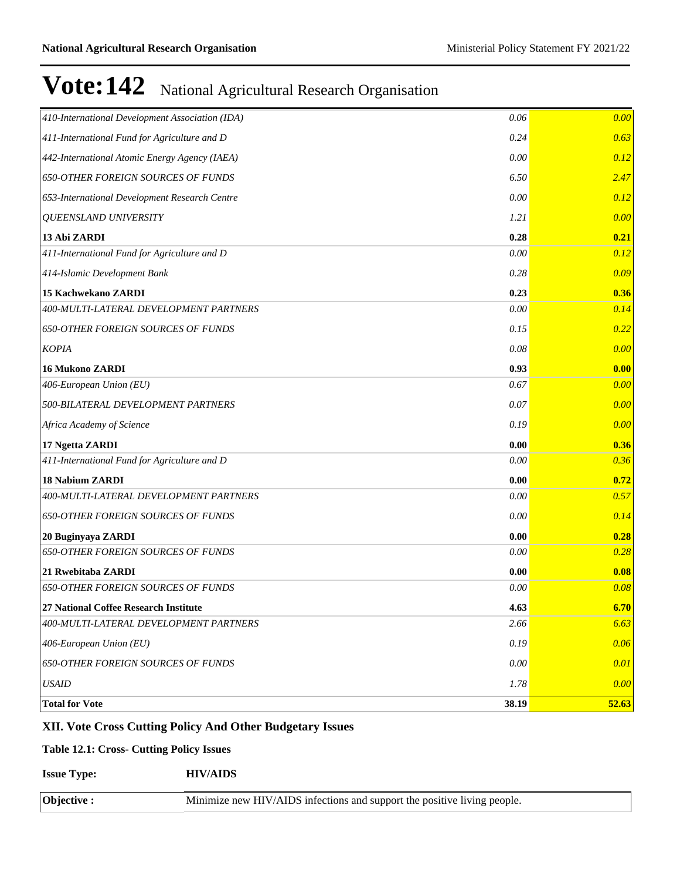# Vote:142 National Agricultural Research Organisation

| | | |
|---|---|---|
| *410-International Development Association (IDA)* | *0.06* | *0.00* |
| *411-International Fund for Agriculture and D* | *0.24* | *0.63* |
| *442-International Atomic Energy Agency (IAEA)* | *0.00* | *0.12* |
| *650-OTHER FOREIGN SOURCES OF FUNDS* | *6.50* | *2.47* |
| *653-International Development Research Centre* | *0.00* | *0.12* |
| *QUEENSLAND UNIVERSITY* | *1.21* | *0.00* |
| **13 Abi ZARDI** | **0.28** | **0.21** |
| *411-International Fund for Agriculture and D* | *0.00* | *0.12* |
| *414-Islamic Development Bank* | *0.28* | *0.09* |
| **15 Kachwekano ZARDI** | **0.23** | **0.36** |
| *400-MULTI-LATERAL DEVELOPMENT PARTNERS* | *0.00* | *0.14* |
| *650-OTHER FOREIGN SOURCES OF FUNDS* | *0.15* | *0.22* |
| *KOPIA* | *0.08* | *0.00* |
| **16 Mukono ZARDI** | **0.93** | **0.00** |
| *406-European Union (EU)* | *0.67* | *0.00* |
| *500-BILATERAL DEVELOPMENT PARTNERS* | *0.07* | *0.00* |
| *Africa Academy of Science* | *0.19* | *0.00* |
| **17 Ngetta ZARDI** | **0.00** | **0.36** |
| *411-International Fund for Agriculture and D* | *0.00* | *0.36* |
| **18 Nabium ZARDI** | **0.00** | **0.72** |
| *400-MULTI-LATERAL DEVELOPMENT PARTNERS* | *0.00* | *0.57* |
| *650-OTHER FOREIGN SOURCES OF FUNDS* | *0.00* | *0.14* |
| **20 Buginyaya ZARDI** | **0.00** | **0.28** |
| *650-OTHER FOREIGN SOURCES OF FUNDS* | *0.00* | *0.28* |
| **21 Rwebitaba ZARDI** | **0.00** | **0.08** |
| *650-OTHER FOREIGN SOURCES OF FUNDS* | *0.00* | *0.08* |
| **27 National Coffee Research Institute** | **4.63** | **6.70** |
| *400-MULTI-LATERAL DEVELOPMENT PARTNERS* | *2.66* | *6.63* |
| *406-European Union (EU)* | *0.19* | *0.06* |
| *650-OTHER FOREIGN SOURCES OF FUNDS* | *0.00* | *0.01* |
| *USAID* | *1.78* | *0.00* |
| **Total for Vote** | **38.19** | **52.63** |

## XII. Vote Cross Cutting Policy And Other Budgetary Issues

**Table 12.1: Cross- Cutting Policy Issues**

**Issue Type:** **HIV/AIDS**

| | |
|---|---|
| **Objective :** | Minimize new HIV/AIDS infections and support the positive living people. |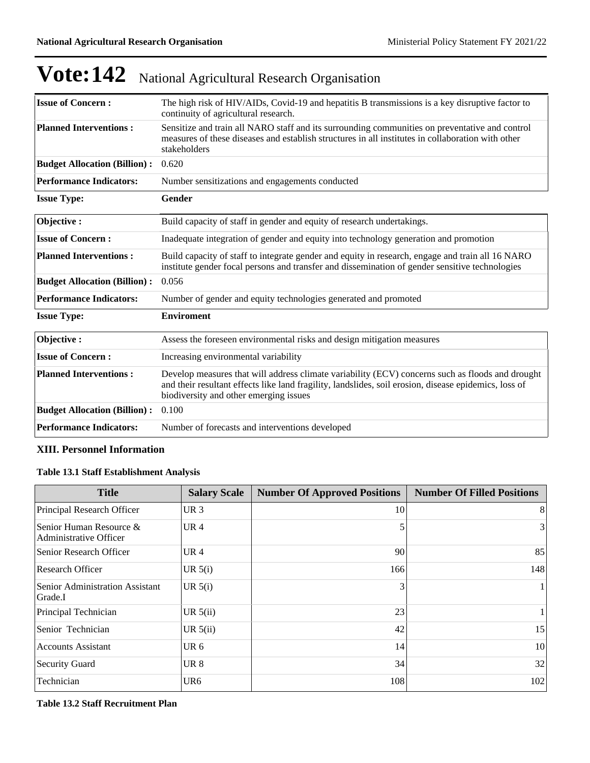# Vote:142 National Agricultural Research Organisation

| | |
|---|---|
| **Issue of Concern :** | The high risk of HIV/AIDs, Covid-19 and hepatitis B transmissions is a key disruptive factor to continuity of agricultural research. |
| **Planned Interventions :** | Sensitize and train all NARO staff and its surrounding communities on preventative and control measures of these diseases and establish structures in all institutes in collaboration with other stakeholders |
| **Budget Allocation (Billion) :** | 0.620 |
| **Performance Indicators:** | Number sensitizations and engagements conducted |

**Issue Type:** **Gender**

| | |
|---|---|
| **Objective :** | Build capacity of staff in gender and equity of research undertakings. |
| **Issue of Concern :** | Inadequate integration of gender and equity into technology generation and promotion |
| **Planned Interventions :** | Build capacity of staff to integrate gender and equity in research, engage and train all 16 NARO institute gender focal persons and transfer and dissemination of gender sensitive technologies |
| **Budget Allocation (Billion) :** | 0.056 |
| **Performance Indicators:** | Number of gender and equity technologies generated and promoted |

**Issue Type:** **Enviroment**

| | |
|---|---|
| **Objective :** | Assess the foreseen environmental risks and design mitigation measures |
| **Issue of Concern :** | Increasing environmental variability |
| **Planned Interventions :** | Develop measures that will address climate variability (ECV) concerns such as floods and drought and their resultant effects like land fragility, landslides, soil erosion, disease epidemics, loss of biodiversity and other emerging issues |
| **Budget Allocation (Billion) :** | 0.100 |
| **Performance Indicators:** | Number of forecasts and interventions developed |

## XIII. Personnel Information

### Table 13.1 Staff Establishment Analysis

| Title | Salary Scale | Number Of Approved Positions | Number Of Filled Positions |
|---|---|---|---|
| Principal Research Officer | UR 3 | 10 | 8 |
| Senior Human Resource & Administrative Officer | UR 4 | 5 | 3 |
| Senior Research Officer | UR 4 | 90 | 85 |
| Research Officer | UR 5(i) | 166 | 148 |
| Senior Administration Assistant Grade.I | UR 5(i) | 3 | 1 |
| Principal Technician | UR 5(ii) | 23 | 1 |
| Senior Technician | UR 5(ii) | 42 | 15 |
| Accounts Assistant | UR 6 | 14 | 10 |
| Security Guard | UR 8 | 34 | 32 |
| Technician | UR6 | 108 | 102 |

### Table 13.2 Staff Recruitment Plan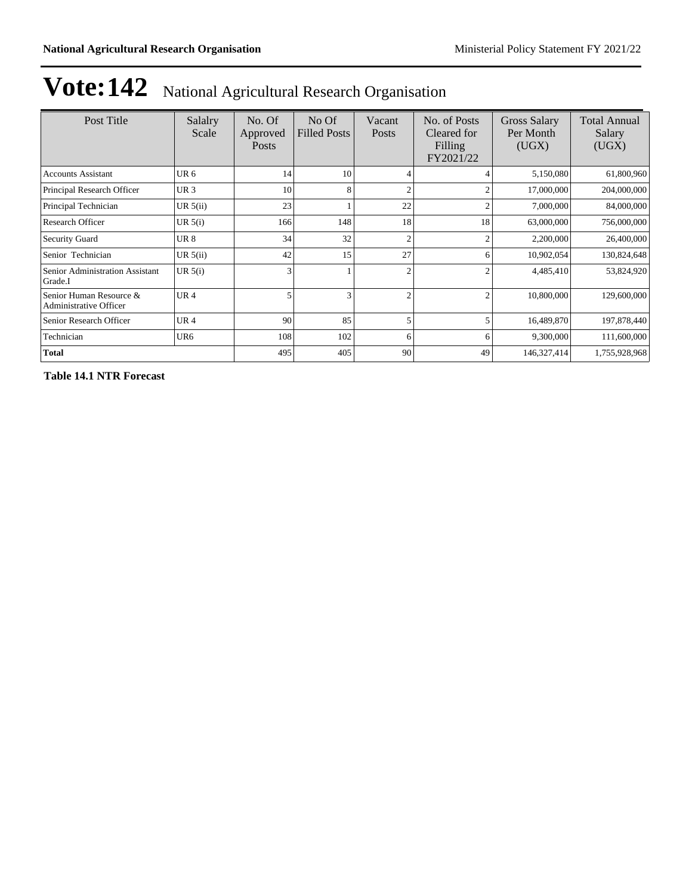# Vote:142 National Agricultural Research Organisation

| Post Title | Salalry Scale | No. Of Approved Posts | No Of Filled Posts | Vacant Posts | No. of Posts Cleared for Filling FY2021/22 | Gross Salary Per Month (UGX) | Total Annual Salary (UGX) |
|---|---|---|---|---|---|---|---|
| Accounts Assistant | UR 6 | 14 | 10 | 4 | 4 | 5,150,080 | 61,800,960 |
| Principal Research Officer | UR 3 | 10 | 8 | 2 | 2 | 17,000,000 | 204,000,000 |
| Principal Technician | UR 5(ii) | 23 | 1 | 22 | 2 | 7,000,000 | 84,000,000 |
| Research Officer | UR 5(i) | 166 | 148 | 18 | 18 | 63,000,000 | 756,000,000 |
| Security Guard | UR 8 | 34 | 32 | 2 | 2 | 2,200,000 | 26,400,000 |
| Senior Technician | UR 5(ii) | 42 | 15 | 27 | 6 | 10,902,054 | 130,824,648 |
| Senior Administration Assistant Grade.I | UR 5(i) | 3 | 1 | 2 | 2 | 4,485,410 | 53,824,920 |
| Senior Human Resource & Administrative Officer | UR 4 | 5 | 3 | 2 | 2 | 10,800,000 | 129,600,000 |
| Senior Research Officer | UR 4 | 90 | 85 | 5 | 5 | 16,489,870 | 197,878,440 |
| Technician | UR6 | 108 | 102 | 6 | 6 | 9,300,000 | 111,600,000 |
| **Total** | | 495 | 405 | 90 | 49 | 146,327,414 | 1,755,928,968 |

**Table 14.1 NTR Forecast**